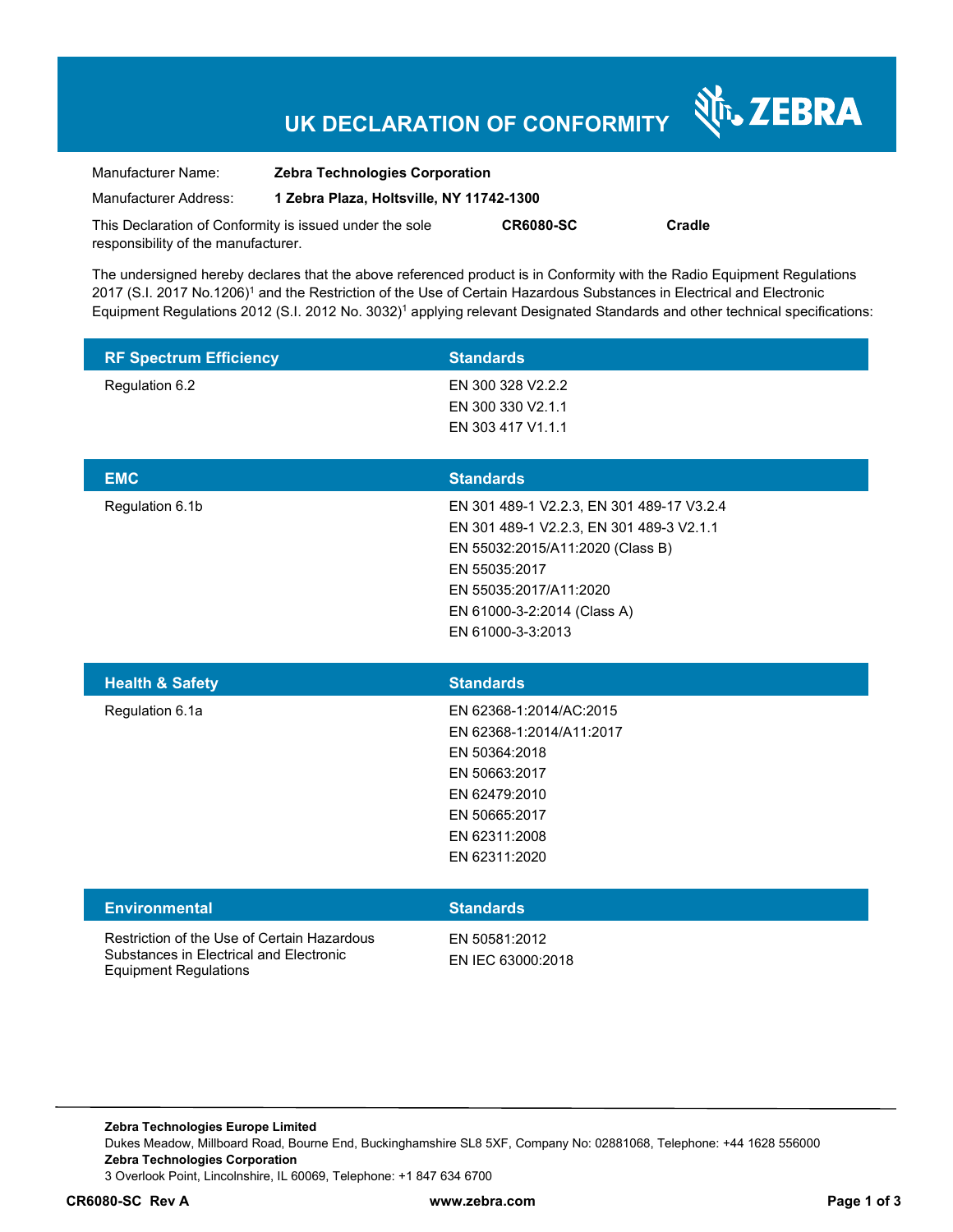# UK DECLARATION OF CONFORMITY

ZEBRA

| | |
|---|---|
| Manufacturer Name: | **Zebra Technologies Corporation** |
| Manufacturer Address: | **1 Zebra Plaza, Holtsville, NY 11742-1300** |

This Declaration of Conformity is issued under the sole responsibility of the manufacturer. **CR6080-SC** **Cradle**

The undersigned hereby declares that the above referenced product is in Conformity with the Radio Equipment Regulations 2017 (S.I. 2017 No.1206)[1] and the Restriction of the Use of Certain Hazardous Substances in Electrical and Electronic Equipment Regulations 2012 (S.I. 2012 No. 3032)[1] applying relevant Designated Standards and other technical specifications:

| RF Spectrum Efficiency | Standards |
|---|---|
| Regulation 6.2 | EN 300 328 V2.2.2<br>EN 300 330 V2.1.1<br>EN 303 417 V1.1.1 |

| EMC | Standards |
|---|---|
| Regulation 6.1b | EN 301 489-1 V2.2.3, EN 301 489-17 V3.2.4<br>EN 301 489-1 V2.2.3, EN 301 489-3 V2.1.1<br>EN 55032:2015/A11:2020 (Class B)<br>EN 55035:2017<br>EN 55035:2017/A11:2020<br>EN 61000-3-2:2014 (Class A)<br>EN 61000-3-3:2013 |

| Health & Safety | Standards |
|---|---|
| Regulation 6.1a | EN 62368-1:2014/AC:2015<br>EN 62368-1:2014/A11:2017<br>EN 50364:2018<br>EN 50663:2017<br>EN 62479:2010<br>EN 50665:2017<br>EN 62311:2008<br>EN 62311:2020 |

| Environmental | Standards |
|---|---|
| Restriction of the Use of Certain Hazardous Substances in Electrical and Electronic Equipment Regulations | EN 50581:2012<br>EN IEC 63000:2018 |

**Zebra Technologies Europe Limited**
Dukes Meadow, Millboard Road, Bourne End, Buckinghamshire SL8 5XF, Company No: 02881068, Telephone: +44 1628 556000
**Zebra Technologies Corporation**
3 Overlook Point, Lincolnshire, IL 60069, Telephone: +1 847 634 6700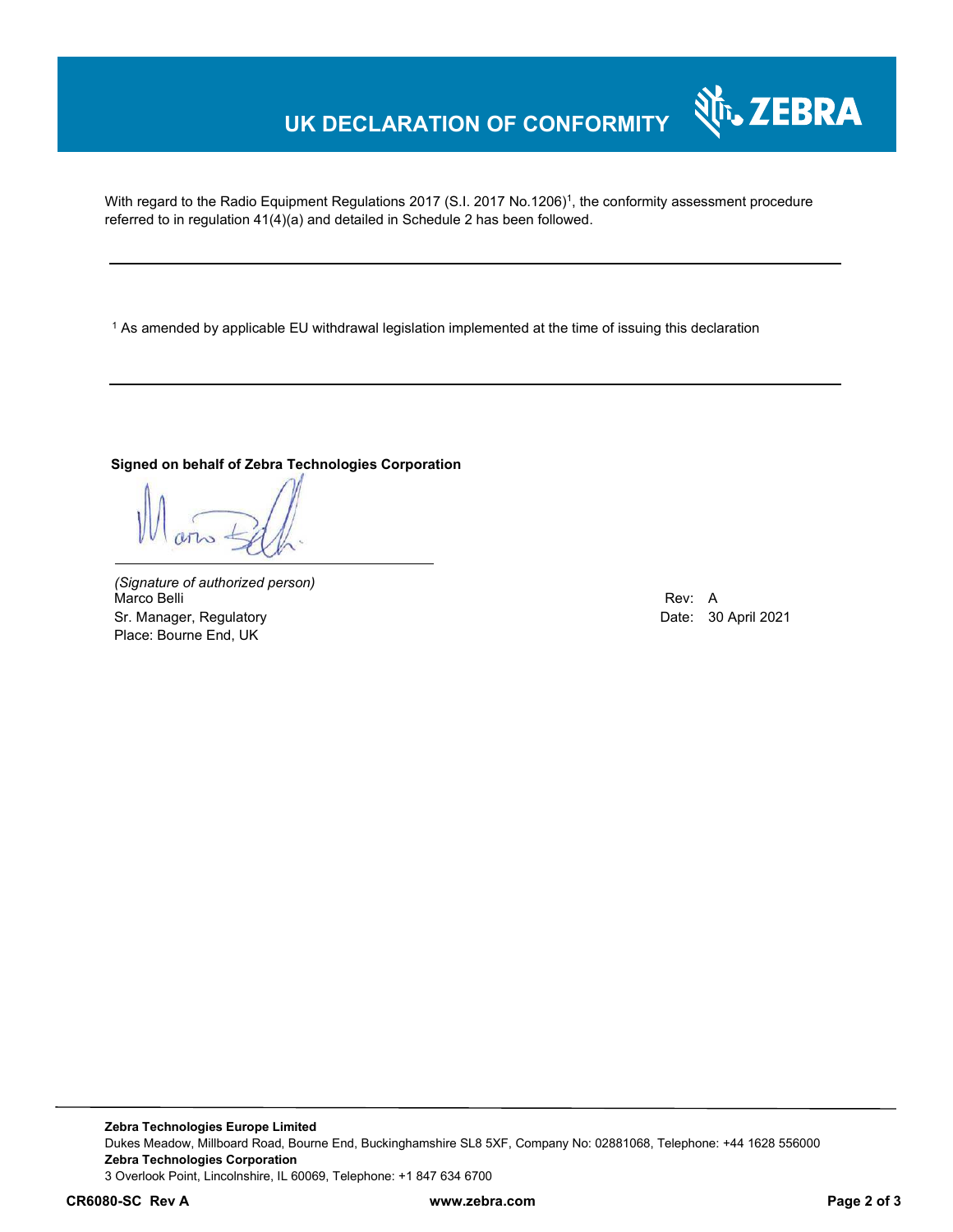# UK DECLARATION OF CONFORMITY

With regard to the Radio Equipment Regulations 2017 (S.I. 2017 No.1206)[1], the conformity assessment procedure referred to in regulation 41(4)(a) and detailed in Schedule 2 has been followed.

---

[1] As amended by applicable EU withdrawal legislation implemented at the time of issuing this declaration

---

**Signed on behalf of Zebra Technologies Corporation**

*(Signature of authorized person)*
Marco Belli
Sr. Manager, Regulatory
Place: Bourne End, UK

Rev: A
Date: 30 April 2021

**Zebra Technologies Europe Limited**
Dukes Meadow, Millboard Road, Bourne End, Buckinghamshire SL8 5XF, Company No: 02881068, Telephone: +44 1628 556000
**Zebra Technologies Corporation**
3 Overlook Point, Lincolnshire, IL 60069, Telephone: +1 847 634 6700

**CR6080-SC Rev A** **www.zebra.com**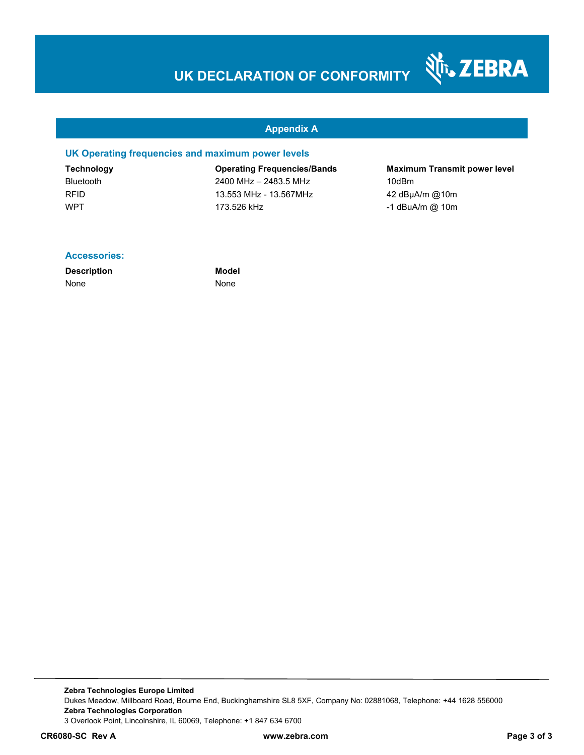# UK DECLARATION OF CONFORMITY

## Appendix A

### UK Operating frequencies and maximum power levels

| Technology | Operating Frequencies/Bands | Maximum Transmit power level |
|---|---|---|
| Bluetooth | 2400 MHz – 2483.5 MHz | 10dBm |
| RFID | 13.553 MHz - 13.567MHz | 42 dBµA/m @10m |
| WPT | 173.526 kHz | -1 dBuA/m @ 10m |

### Accessories:

| Description | Model |
|---|---|
| None | None |

**Zebra Technologies Europe Limited**
Dukes Meadow, Millboard Road, Bourne End, Buckinghamshire SL8 5XF, Company No: 02881068, Telephone: +44 1628 556000
**Zebra Technologies Corporation**
3 Overlook Point, Lincolnshire, IL 60069, Telephone: +1 847 634 6700

**CR6080-SC Rev A** **www.zebra.com**